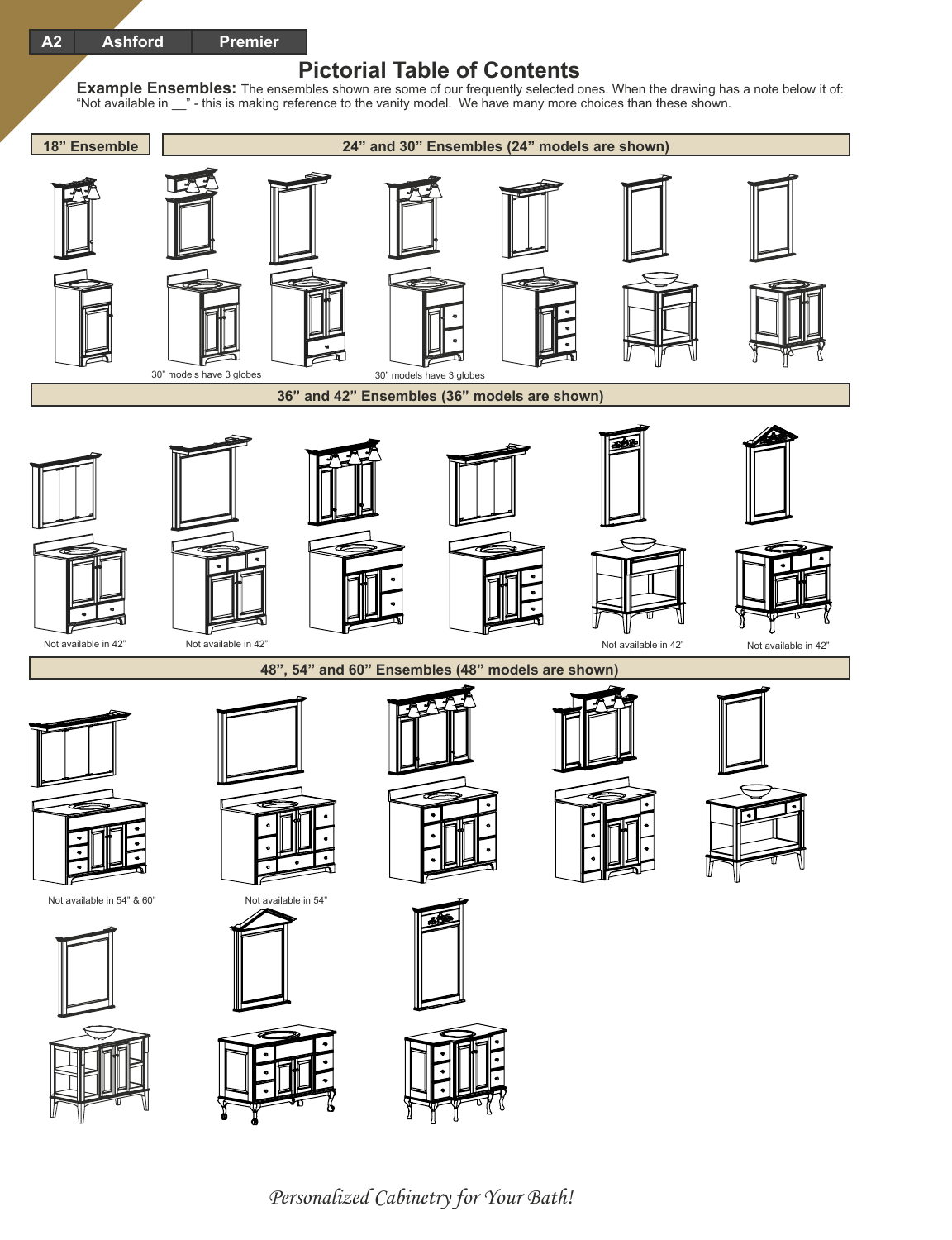A2 | Ashford | Premier

# Pictorial Table of Contents

**Example Ensembles:** The ensembles shown are some of our frequently selected ones. When the drawing has a note below it of: “Not available in __” - this is making reference to the vanity model. We have many more choices than these shown.

## 18” Ensemble

## 24” and 30” Ensembles (24” models are shown)

30” models have 3 globes

30” models have 3 globes

## 36” and 42” Ensembles (36” models are shown)

Not available in 42”

Not available in 42”

Not available in 42”

Not available in 42”

## 48”, 54” and 60” Ensembles (48” models are shown)

Not available in 54” & 60”

Not available in 54”

*Personalized Cabinetry for Your Bath!*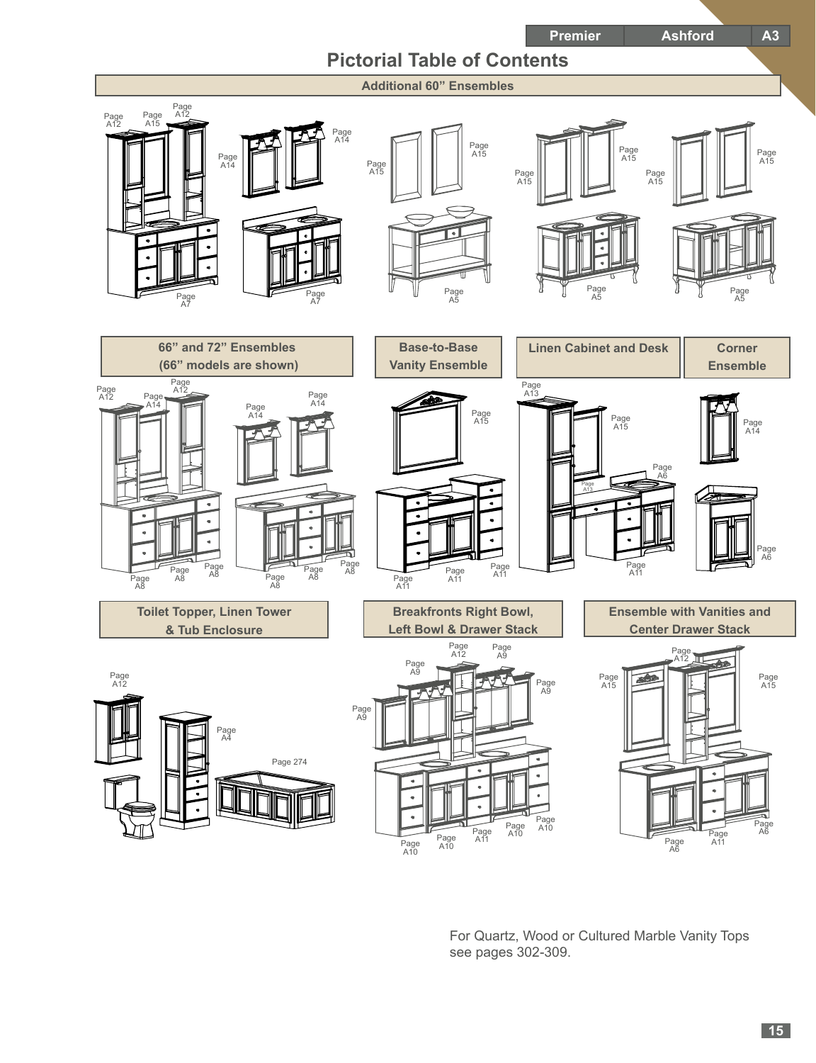# Pictorial Table of Contents

## Additional 60" Ensembles

Page A12 Page A15 Page A12 Page A14 Page A14 Page A7 Page A7

Page A15 Page A15 Page A5

Page A15 Page A15 Page A15 Page A5

Page A15 Page A5

## 66" and 72" Ensembles (66" models are shown)

Page A12 Page A12 Page A14 Page A14 Page A14 Page A8 Page A8 Page A8 Page A8 Page A8 Page A8

## Base-to-Base Vanity Ensemble

Page A15 Page A11 Page A11 Page A11

## Linen Cabinet and Desk

Page A13 Page A15 Page A6 Page A13 Page A11

## Corner Ensemble

Page A14 Page A6

## Toilet Topper, Linen Tower & Tub Enclosure

Page A12 Page A4 Page 274

## Breakfronts Right Bowl, Left Bowl & Drawer Stack

Page A12 Page A9 Page A9 Page A9 Page A9 Page A10 Page A10 Page A11 Page A10 Page A10

## Ensemble with Vanities and Center Drawer Stack

Page A12 Page A15 Page A15 Page A6 Page A11 Page A6

For Quartz, Wood or Cultured Marble Vanity Tops see pages 302-309.